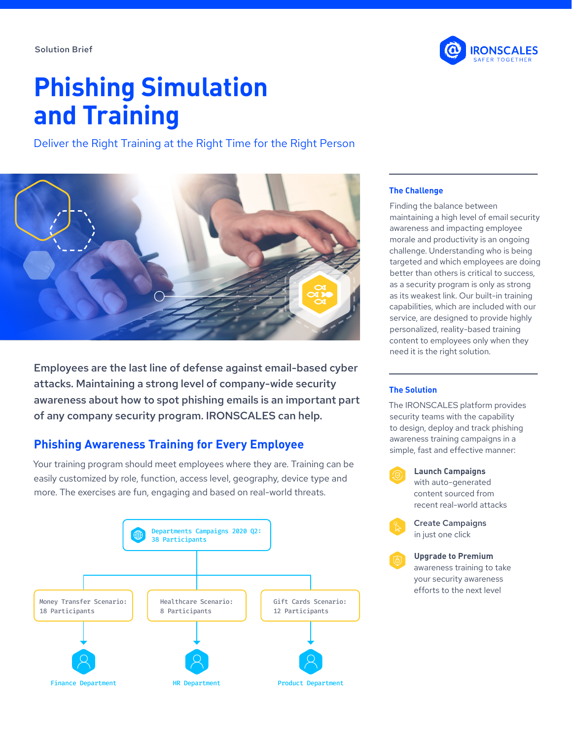Solution Brief

# Phishing Simulation and Training

Deliver the Right Training at the Right Time for the Right Person

**Employees are the last line of defense against email-based cyber attacks. Maintaining a strong level of company-wide security awareness about how to spot phishing emails is an important part of any company security program. IRONSCALES can help.**

## Phishing Awareness Training for Every Employee

Your training program should meet employees where they are. Training can be easily customized by role, function, access level, geography, device type and more. The exercises are fun, engaging and based on real-world threats.

Departments Campaigns 2020 Q2: 38 Participants

- Money Transfer Scenario: 18 Participants → Finance Department
- Healthcare Scenario: 8 Participants → HR Department
- Gift Cards Scenario: 12 Participants → Product Department

### The Challenge

Finding the balance between maintaining a high level of email security awareness and impacting employee morale and productivity is an ongoing challenge. Understanding who is being targeted and which employees are doing better than others is critical to success, as a security program is only as strong as its weakest link. Our built-in training capabilities, which are included with our service, are designed to provide highly personalized, reality-based training content to employees only when they need it is the right solution.

### The Solution

The IRONSCALES platform provides security teams with the capability to design, deploy and track phishing awareness training campaigns in a simple, fast and effective manner:

- **Launch Campaigns** with auto-generated content sourced from recent real-world attacks
- **Create Campaigns** in just one click
- **Upgrade to Premium** awareness training to take your security awareness efforts to the next level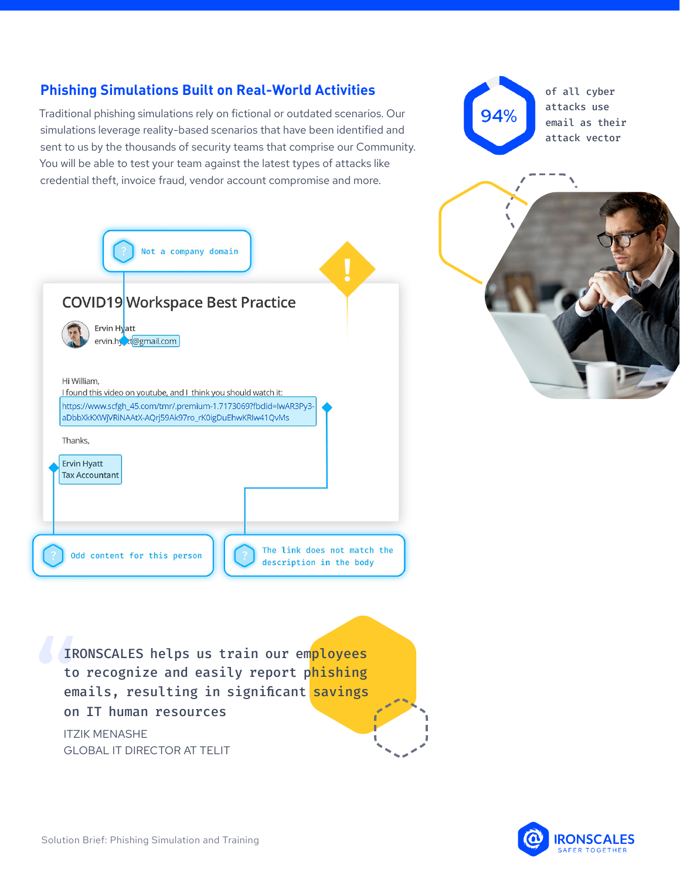## Phishing Simulations Built on Real-World Activities

Traditional phishing simulations rely on fictional or outdated scenarios. Our simulations leverage reality-based scenarios that have been identified and sent to us by the thousands of security teams that comprise our Community. You will be able to test your team against the latest types of attacks like credential theft, invoice fraud, vendor account compromise and more.

**94%** of all cyber attacks use email as their attack vector

Not a company domain

**COVID19 Workspace Best Practice**

Ervin Hyatt
ervin.hyatt@gmail.com

Hi William,
I found this video on youtube, and I think you should watch it:
https://www.scfgh_45.com/tmr/.premium-1.7173069?fbdid=IwAR3Py3-aDbbXkKXWjVRiNAAtX-AQrj59Ak97ro_rK0igDuEhwKRIw41QvMs

Thanks,

Ervin Hyatt
Tax Accountant

Odd content for this person

The link does not match the description in the body

> IRONSCALES helps us train our employees to recognize and easily report phishing emails, resulting in significant savings on IT human resources
>
> ITZIK MENASHE
> GLOBAL IT DIRECTOR AT TELIT

Solution Brief: Phishing Simulation and Training

IRONSCALES
SAFER TOGETHER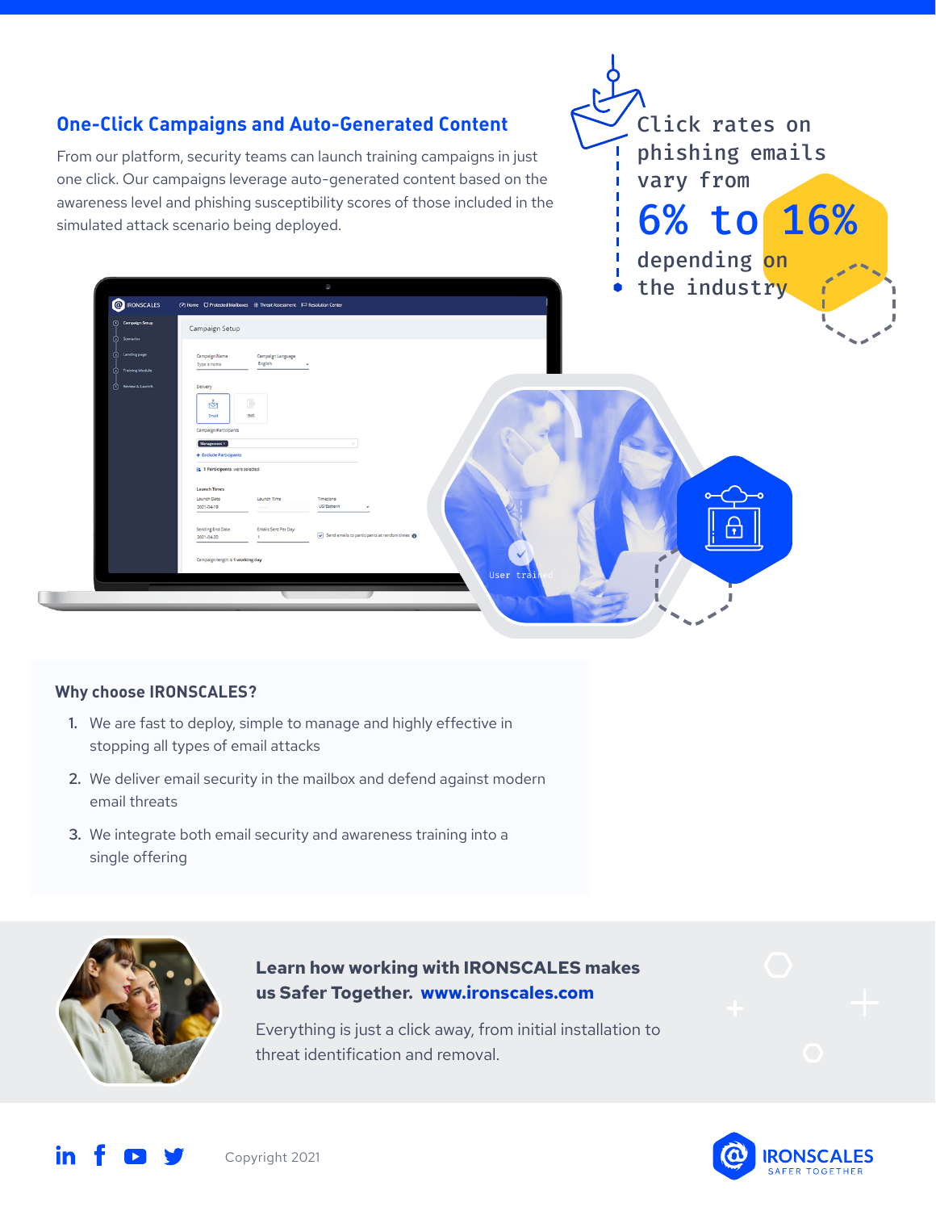## One-Click Campaigns and Auto-Generated Content

From our platform, security teams can launch training campaigns in just one click. Our campaigns leverage auto-generated content based on the awareness level and phishing susceptibility scores of those included in the simulated attack scenario being deployed.

Click rates on phishing emails vary from **6% to 16%** depending on the industry

### Why choose IRONSCALES?

1. We are fast to deploy, simple to manage and highly effective in stopping all types of email attacks
2. We deliver email security in the mailbox and defend against modern email threats
3. We integrate both email security and awareness training into a single offering

**Learn how working with IRONSCALES makes us Safer Together. www.ironscales.com**

Everything is just a click away, from initial installation to threat identification and removal.

Copyright 2021

IRONSCALES SAFER TOGETHER